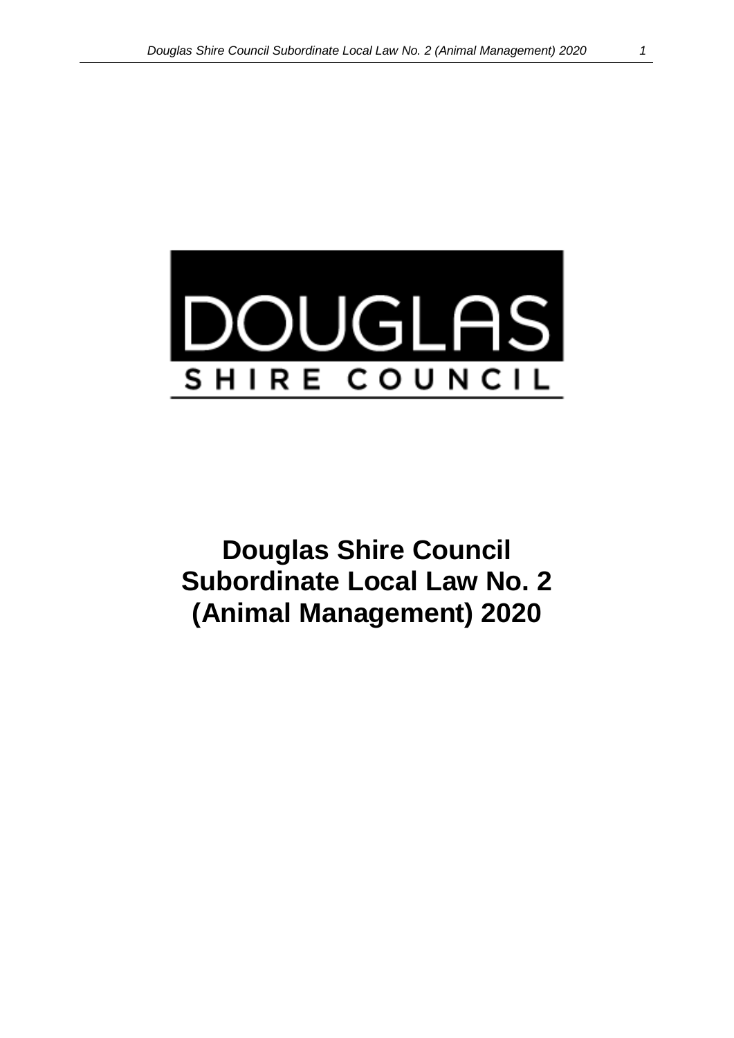# Douglas Shire Council Subordinate Local Law No. 2 (Animal Management) 2020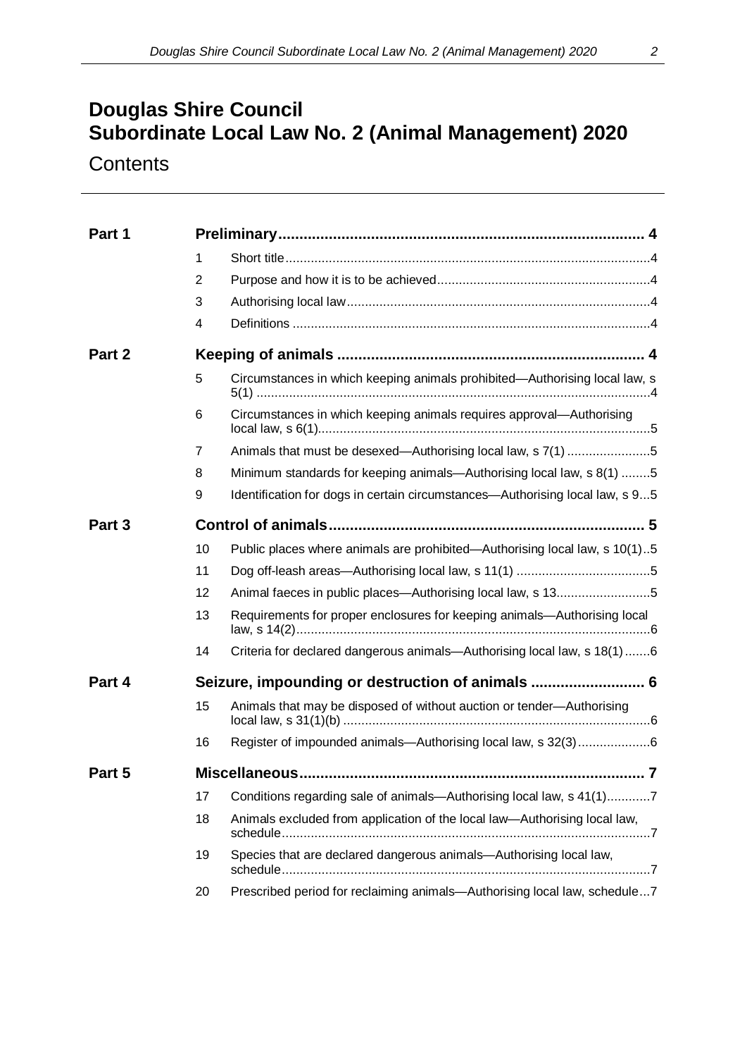# Douglas Shire Council
# Subordinate Local Law No. 2 (Animal Management) 2020

## Contents

| | | | |
|---|---|---|---|
| **Part 1** | | **Preliminary** | **4** |
| | 1 | Short title | 4 |
| | 2 | Purpose and how it is to be achieved | 4 |
| | 3 | Authorising local law | 4 |
| | 4 | Definitions | 4 |
| **Part 2** | | **Keeping of animals** | **4** |
| | 5 | Circumstances in which keeping animals prohibited—Authorising local law, s 5(1) | 4 |
| | 6 | Circumstances in which keeping animals requires approval—Authorising local law, s 6(1) | 5 |
| | 7 | Animals that must be desexed—Authorising local law, s 7(1) | 5 |
| | 8 | Minimum standards for keeping animals—Authorising local law, s 8(1) | 5 |
| | 9 | Identification for dogs in certain circumstances—Authorising local law, s 9 | 5 |
| **Part 3** | | **Control of animals** | **5** |
| | 10 | Public places where animals are prohibited—Authorising local law, s 10(1) | 5 |
| | 11 | Dog off-leash areas—Authorising local law, s 11(1) | 5 |
| | 12 | Animal faeces in public places—Authorising local law, s 13 | 5 |
| | 13 | Requirements for proper enclosures for keeping animals—Authorising local law, s 14(2) | 6 |
| | 14 | Criteria for declared dangerous animals—Authorising local law, s 18(1) | 6 |
| **Part 4** | | **Seizure, impounding or destruction of animals** | **6** |
| | 15 | Animals that may be disposed of without auction or tender—Authorising local law, s 31(1)(b) | 6 |
| | 16 | Register of impounded animals—Authorising local law, s 32(3) | 6 |
| **Part 5** | | **Miscellaneous** | **7** |
| | 17 | Conditions regarding sale of animals—Authorising local law, s 41(1) | 7 |
| | 18 | Animals excluded from application of the local law—Authorising local law, schedule | 7 |
| | 19 | Species that are declared dangerous animals—Authorising local law, schedule | 7 |
| | 20 | Prescribed period for reclaiming animals—Authorising local law, schedule | 7 |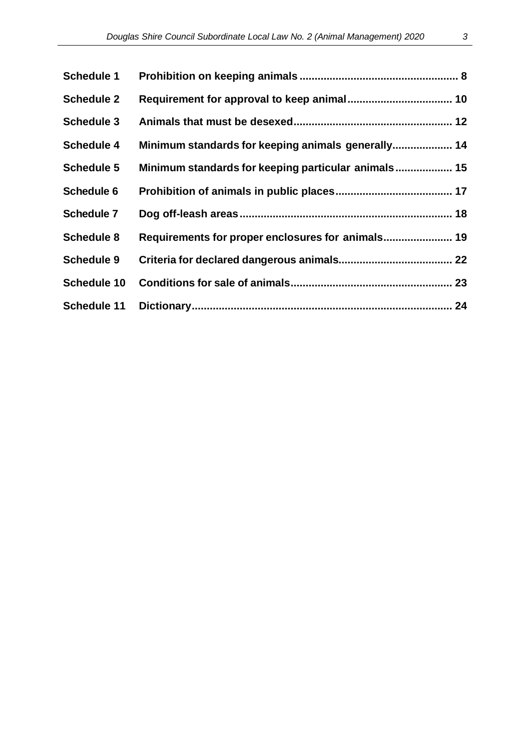| | | |
|---|---|---|
| **Schedule 1** | **Prohibition on keeping animals** | **8** |
| **Schedule 2** | **Requirement for approval to keep animal** | **10** |
| **Schedule 3** | **Animals that must be desexed** | **12** |
| **Schedule 4** | **Minimum standards for keeping animals generally** | **14** |
| **Schedule 5** | **Minimum standards for keeping particular animals** | **15** |
| **Schedule 6** | **Prohibition of animals in public places** | **17** |
| **Schedule 7** | **Dog off-leash areas** | **18** |
| **Schedule 8** | **Requirements for proper enclosures for animals** | **19** |
| **Schedule 9** | **Criteria for declared dangerous animals** | **22** |
| **Schedule 10** | **Conditions for sale of animals** | **23** |
| **Schedule 11** | **Dictionary** | **24** |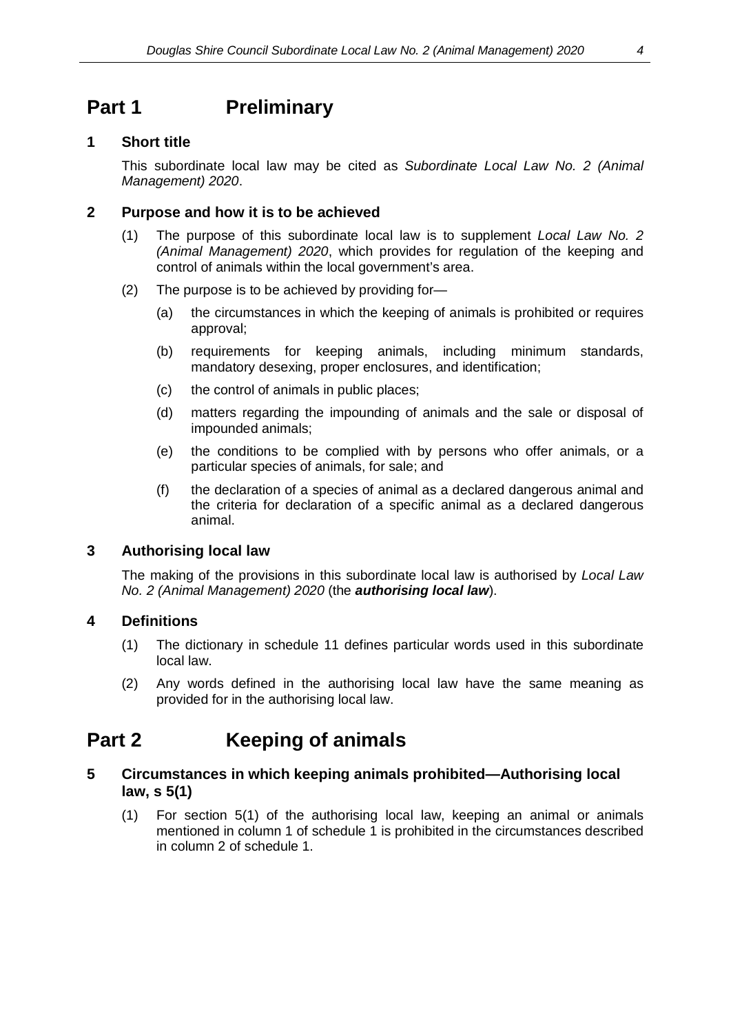# Part 1 Preliminary

## 1 Short title

This subordinate local law may be cited as *Subordinate Local Law No. 2 (Animal Management) 2020*.

## 2 Purpose and how it is to be achieved

(1) The purpose of this subordinate local law is to supplement *Local Law No. 2 (Animal Management) 2020*, which provides for regulation of the keeping and control of animals within the local government's area.

(2) The purpose is to be achieved by providing for—

(a) the circumstances in which the keeping of animals is prohibited or requires approval;

(b) requirements for keeping animals, including minimum standards, mandatory desexing, proper enclosures, and identification;

(c) the control of animals in public places;

(d) matters regarding the impounding of animals and the sale or disposal of impounded animals;

(e) the conditions to be complied with by persons who offer animals, or a particular species of animals, for sale; and

(f) the declaration of a species of animal as a declared dangerous animal and the criteria for declaration of a specific animal as a declared dangerous animal.

## 3 Authorising local law

The making of the provisions in this subordinate local law is authorised by *Local Law No. 2 (Animal Management) 2020* (the ***authorising local law***).

## 4 Definitions

(1) The dictionary in schedule 11 defines particular words used in this subordinate local law.

(2) Any words defined in the authorising local law have the same meaning as provided for in the authorising local law.

# Part 2 Keeping of animals

## 5 Circumstances in which keeping animals prohibited—Authorising local law, s 5(1)

(1) For section 5(1) of the authorising local law, keeping an animal or animals mentioned in column 1 of schedule 1 is prohibited in the circumstances described in column 2 of schedule 1.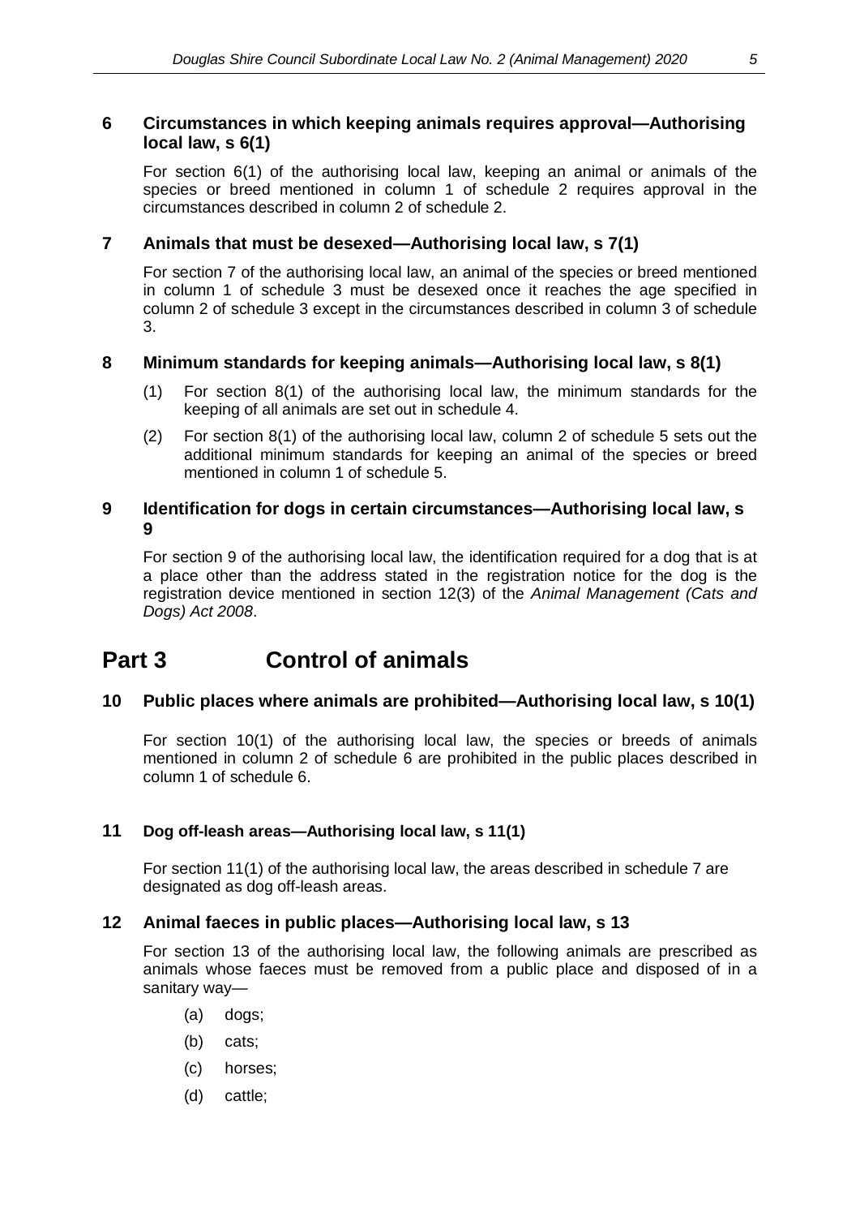### 6 Circumstances in which keeping animals requires approval—Authorising local law, s 6(1)

For section 6(1) of the authorising local law, keeping an animal or animals of the species or breed mentioned in column 1 of schedule 2 requires approval in the circumstances described in column 2 of schedule 2.

### 7 Animals that must be desexed—Authorising local law, s 7(1)

For section 7 of the authorising local law, an animal of the species or breed mentioned in column 1 of schedule 3 must be desexed once it reaches the age specified in column 2 of schedule 3 except in the circumstances described in column 3 of schedule 3.

### 8 Minimum standards for keeping animals—Authorising local law, s 8(1)

(1) For section 8(1) of the authorising local law, the minimum standards for the keeping of all animals are set out in schedule 4.

(2) For section 8(1) of the authorising local law, column 2 of schedule 5 sets out the additional minimum standards for keeping an animal of the species or breed mentioned in column 1 of schedule 5.

### 9 Identification for dogs in certain circumstances—Authorising local law, s 9

For section 9 of the authorising local law, the identification required for a dog that is at a place other than the address stated in the registration notice for the dog is the registration device mentioned in section 12(3) of the *Animal Management (Cats and Dogs) Act 2008*.

## Part 3 Control of animals

### 10 Public places where animals are prohibited—Authorising local law, s 10(1)

For section 10(1) of the authorising local law, the species or breeds of animals mentioned in column 2 of schedule 6 are prohibited in the public places described in column 1 of schedule 6.

### 11 Dog off-leash areas—Authorising local law, s 11(1)

For section 11(1) of the authorising local law, the areas described in schedule 7 are designated as dog off-leash areas.

### 12 Animal faeces in public places—Authorising local law, s 13

For section 13 of the authorising local law, the following animals are prescribed as animals whose faeces must be removed from a public place and disposed of in a sanitary way—

(a) dogs;

(b) cats;

(c) horses;

(d) cattle;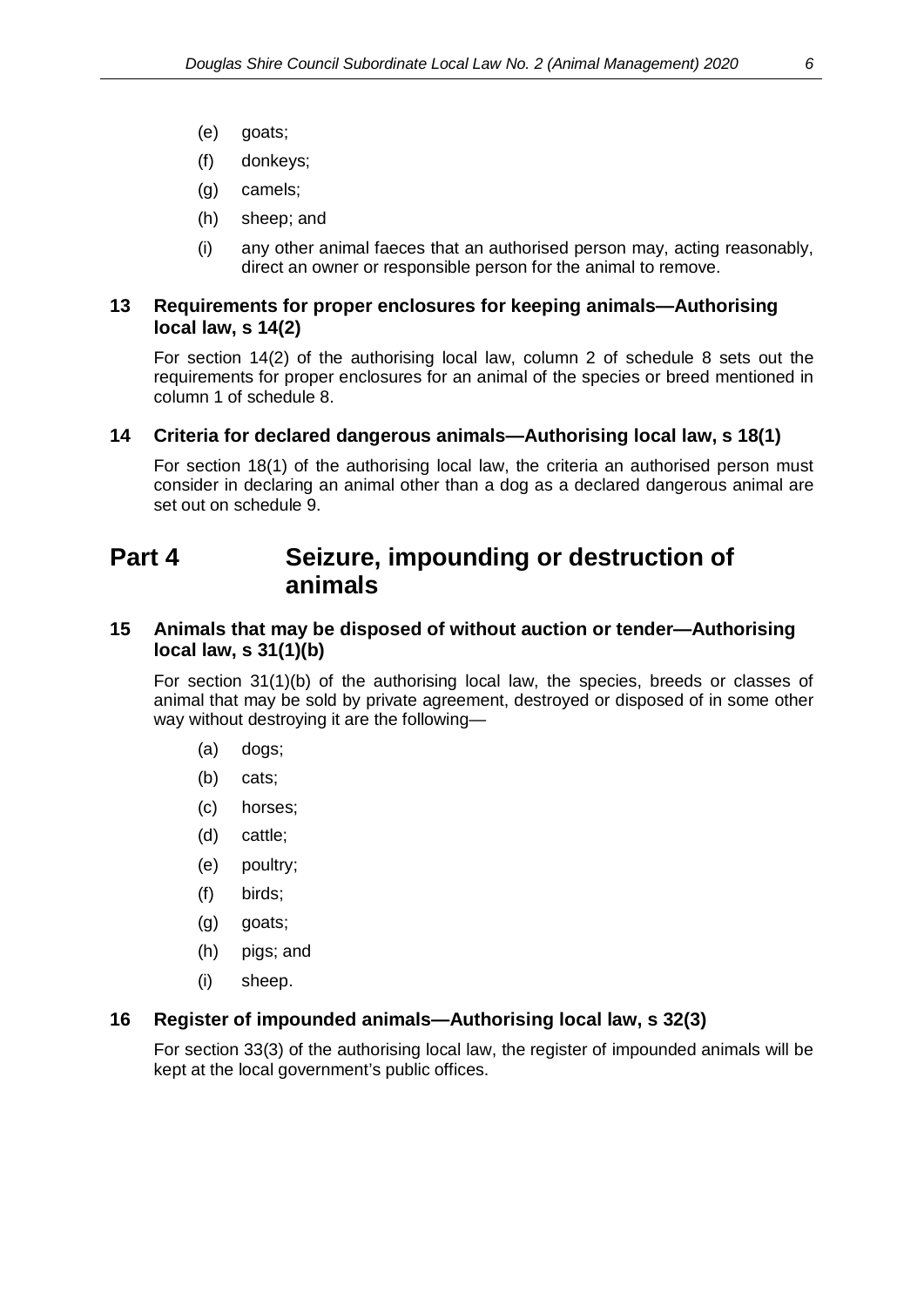(e) goats;

(f) donkeys;

(g) camels;

(h) sheep; and

(i) any other animal faeces that an authorised person may, acting reasonably, direct an owner or responsible person for the animal to remove.

### 13 Requirements for proper enclosures for keeping animals—Authorising local law, s 14(2)

For section 14(2) of the authorising local law, column 2 of schedule 8 sets out the requirements for proper enclosures for an animal of the species or breed mentioned in column 1 of schedule 8.

### 14 Criteria for declared dangerous animals—Authorising local law, s 18(1)

For section 18(1) of the authorising local law, the criteria an authorised person must consider in declaring an animal other than a dog as a declared dangerous animal are set out on schedule 9.

## Part 4 Seizure, impounding or destruction of animals

### 15 Animals that may be disposed of without auction or tender—Authorising local law, s 31(1)(b)

For section 31(1)(b) of the authorising local law, the species, breeds or classes of animal that may be sold by private agreement, destroyed or disposed of in some other way without destroying it are the following—

(a) dogs;

(b) cats;

(c) horses;

(d) cattle;

(e) poultry;

(f) birds;

(g) goats;

(h) pigs; and

(i) sheep.

### 16 Register of impounded animals—Authorising local law, s 32(3)

For section 33(3) of the authorising local law, the register of impounded animals will be kept at the local government's public offices.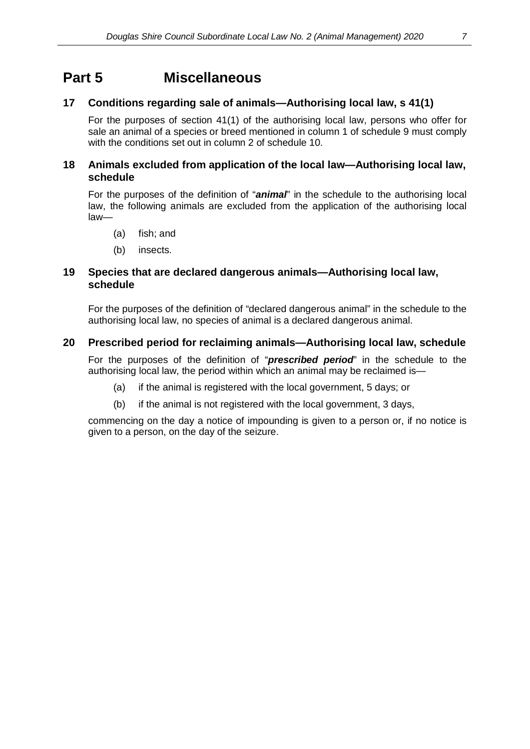# Part 5 Miscellaneous

## 17 Conditions regarding sale of animals—Authorising local law, s 41(1)

For the purposes of section 41(1) of the authorising local law, persons who offer for sale an animal of a species or breed mentioned in column 1 of schedule 9 must comply with the conditions set out in column 2 of schedule 10.

## 18 Animals excluded from application of the local law—Authorising local law, schedule

For the purposes of the definition of "***animal***" in the schedule to the authorising local law, the following animals are excluded from the application of the authorising local law—

(a) fish; and

(b) insects.

## 19 Species that are declared dangerous animals—Authorising local law, schedule

For the purposes of the definition of "declared dangerous animal" in the schedule to the authorising local law, no species of animal is a declared dangerous animal.

## 20 Prescribed period for reclaiming animals—Authorising local law, schedule

For the purposes of the definition of "***prescribed period***" in the schedule to the authorising local law, the period within which an animal may be reclaimed is—

(a) if the animal is registered with the local government, 5 days; or

(b) if the animal is not registered with the local government, 3 days,

commencing on the day a notice of impounding is given to a person or, if no notice is given to a person, on the day of the seizure.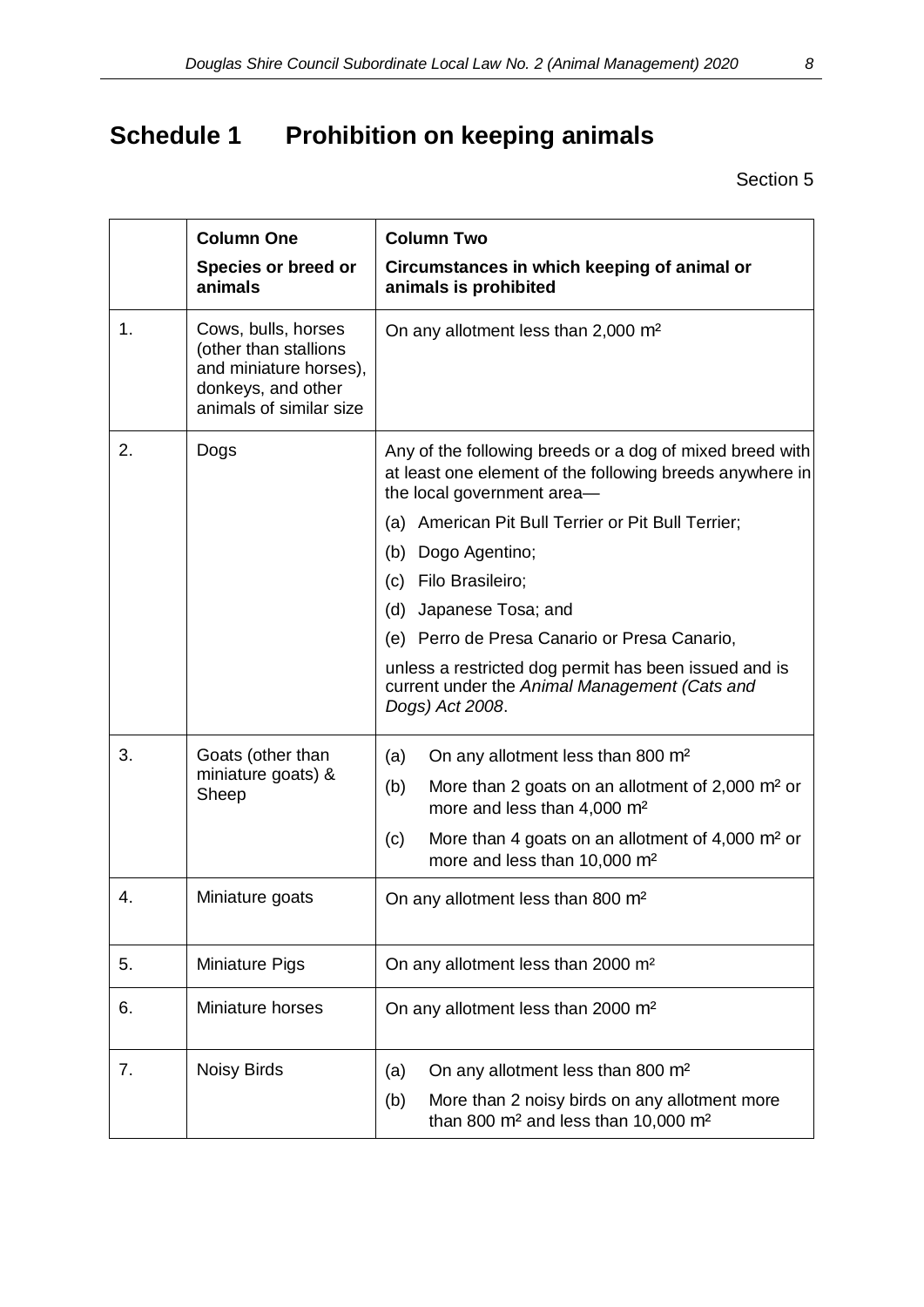# Schedule 1 Prohibition on keeping animals

Section 5

| | Column One<br>Species or breed or animals | Column Two<br>Circumstances in which keeping of animal or animals is prohibited |
|---|---|---|
| 1. | Cows, bulls, horses (other than stallions and miniature horses), donkeys, and other animals of similar size | On any allotment less than 2,000 m² |
| 2. | Dogs | Any of the following breeds or a dog of mixed breed with at least one element of the following breeds anywhere in the local government area—<br>(a) American Pit Bull Terrier or Pit Bull Terrier;<br>(b) Dogo Agentino;<br>(c) Filo Brasileiro;<br>(d) Japanese Tosa; and<br>(e) Perro de Presa Canario or Presa Canario,<br>unless a restricted dog permit has been issued and is current under the *Animal Management (Cats and Dogs) Act 2008*. |
| 3. | Goats (other than miniature goats) & Sheep | (a) On any allotment less than 800 m²<br>(b) More than 2 goats on an allotment of 2,000 m² or more and less than 4,000 m²<br>(c) More than 4 goats on an allotment of 4,000 m² or more and less than 10,000 m² |
| 4. | Miniature goats | On any allotment less than 800 m² |
| 5. | Miniature Pigs | On any allotment less than 2000 m² |
| 6. | Miniature horses | On any allotment less than 2000 m² |
| 7. | Noisy Birds | (a) On any allotment less than 800 m²<br>(b) More than 2 noisy birds on any allotment more than 800 m² and less than 10,000 m² |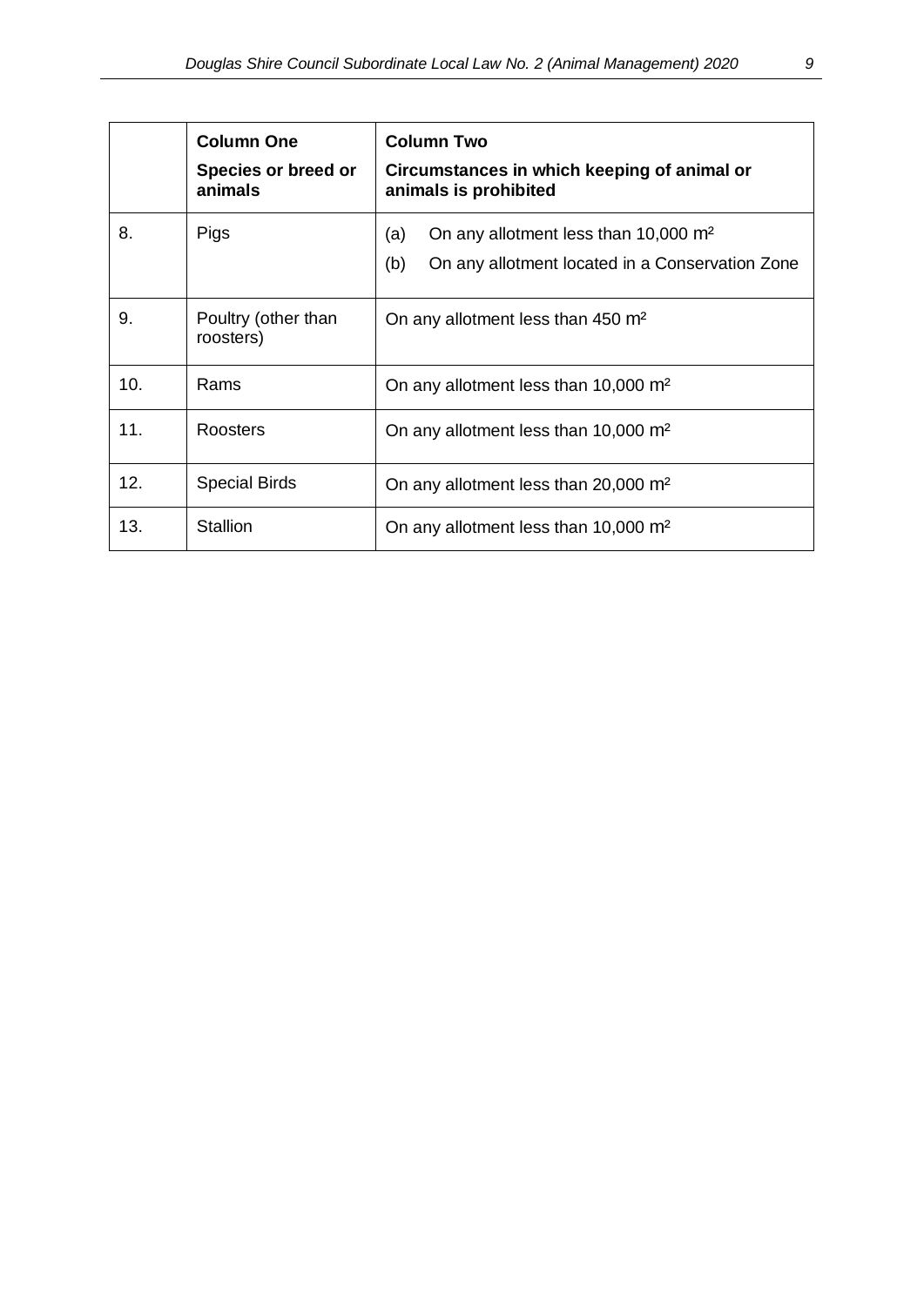| | **Column One**<br>**Species or breed or animals** | **Column Two**<br>**Circumstances in which keeping of animal or animals is prohibited** |
|---|---|---|
| 8. | Pigs | (a) On any allotment less than 10,000 $m^2$<br>(b) On any allotment located in a Conservation Zone |
| 9. | Poultry (other than roosters) | On any allotment less than 450 $m^2$ |
| 10. | Rams | On any allotment less than 10,000 $m^2$ |
| 11. | Roosters | On any allotment less than 10,000 $m^2$ |
| 12. | Special Birds | On any allotment less than 20,000 $m^2$ |
| 13. | Stallion | On any allotment less than 10,000 $m^2$ |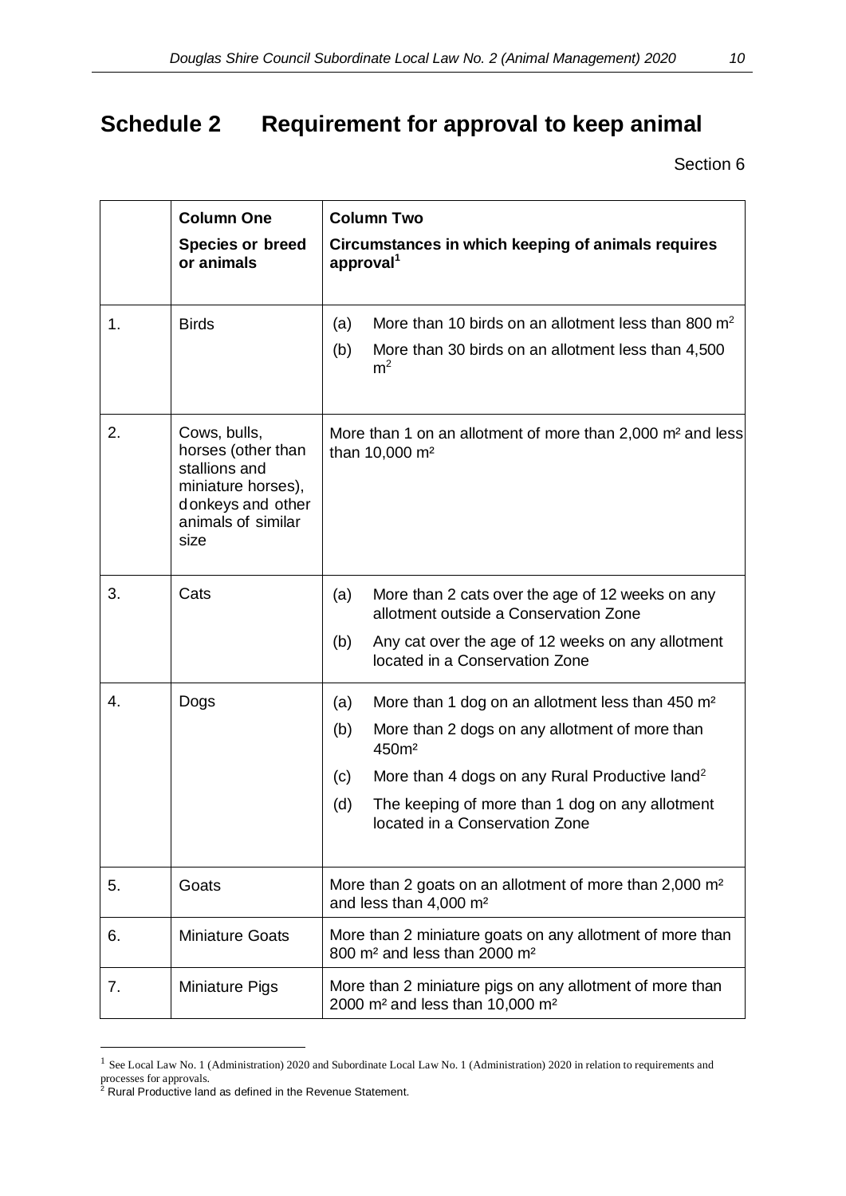# Schedule 2 Requirement for approval to keep animal

Section 6

| | Column One<br>Species or breed or animals | Column Two<br>Circumstances in which keeping of animals requires approval[1] |
|---|---|---|
| 1. | Birds | (a) More than 10 birds on an allotment less than 800 m²<br>(b) More than 30 birds on an allotment less than 4,500 m² |
| 2. | Cows, bulls, horses (other than stallions and miniature horses), donkeys and other animals of similar size | More than 1 on an allotment of more than 2,000 m² and less than 10,000 m² |
| 3. | Cats | (a) More than 2 cats over the age of 12 weeks on any allotment outside a Conservation Zone<br>(b) Any cat over the age of 12 weeks on any allotment located in a Conservation Zone |
| 4. | Dogs | (a) More than 1 dog on an allotment less than 450 m²<br>(b) More than 2 dogs on any allotment of more than 450m²<br>(c) More than 4 dogs on any Rural Productive land[2]<br>(d) The keeping of more than 1 dog on any allotment located in a Conservation Zone |
| 5. | Goats | More than 2 goats on an allotment of more than 2,000 m² and less than 4,000 m² |
| 6. | Miniature Goats | More than 2 miniature goats on any allotment of more than 800 m² and less than 2000 m² |
| 7. | Miniature Pigs | More than 2 miniature pigs on any allotment of more than 2000 m² and less than 10,000 m² |

[1] See Local Law No. 1 (Administration) 2020 and Subordinate Local Law No. 1 (Administration) 2020 in relation to requirements and processes for approvals.

[2] Rural Productive land as defined in the Revenue Statement.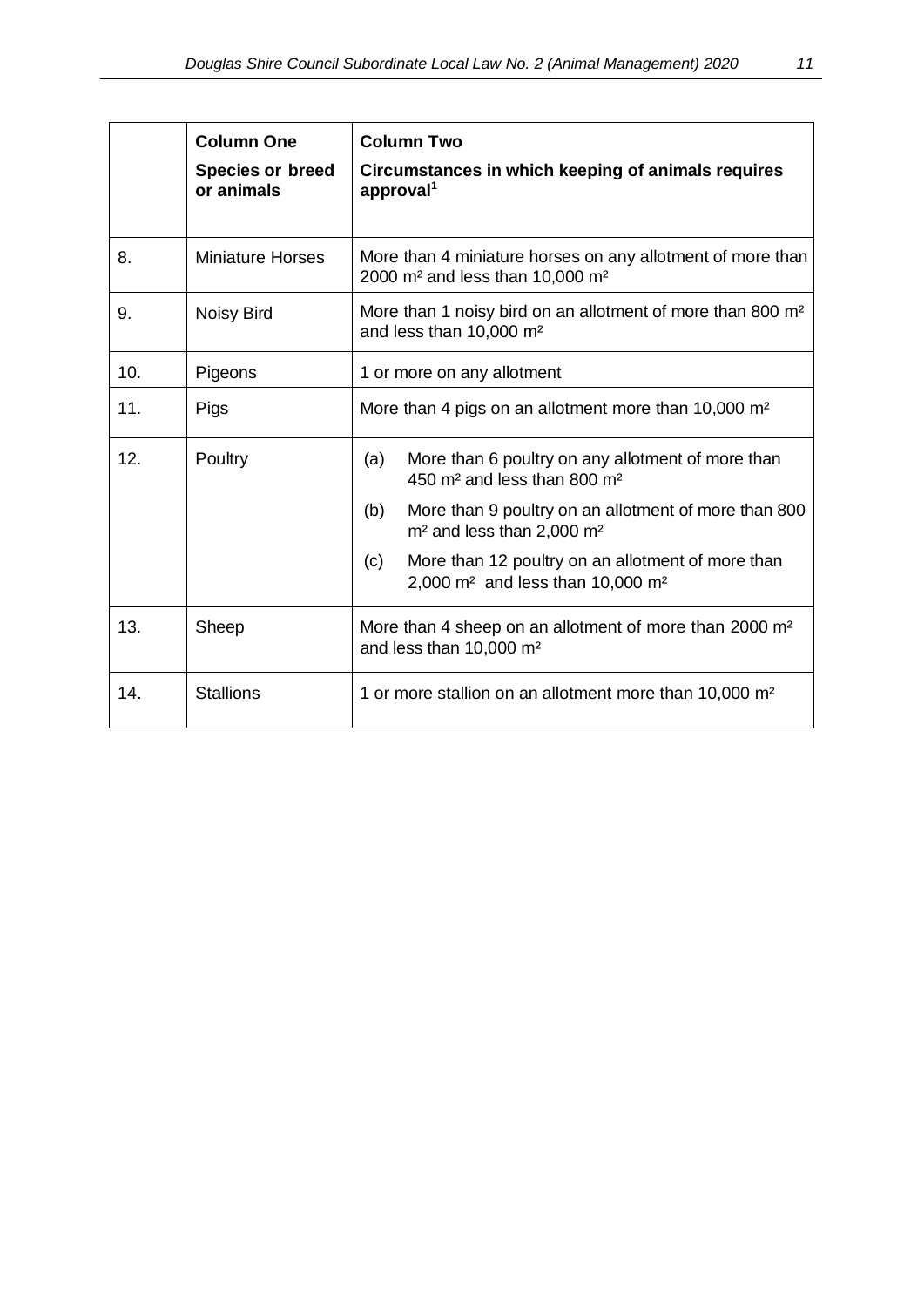| | Column One<br>Species or breed or animals | Column Two<br>Circumstances in which keeping of animals requires approval[1] |
|---|---|---|
| 8. | Miniature Horses | More than 4 miniature horses on any allotment of more than 2000 m² and less than 10,000 m² |
| 9. | Noisy Bird | More than 1 noisy bird on an allotment of more than 800 m² and less than 10,000 m² |
| 10. | Pigeons | 1 or more on any allotment |
| 11. | Pigs | More than 4 pigs on an allotment more than 10,000 m² |
| 12. | Poultry | (a) More than 6 poultry on any allotment of more than 450 m² and less than 800 m²<br>(b) More than 9 poultry on an allotment of more than 800 m² and less than 2,000 m²<br>(c) More than 12 poultry on an allotment of more than 2,000 m² and less than 10,000 m² |
| 13. | Sheep | More than 4 sheep on an allotment of more than 2000 m² and less than 10,000 m² |
| 14. | Stallions | 1 or more stallion on an allotment more than 10,000 m² |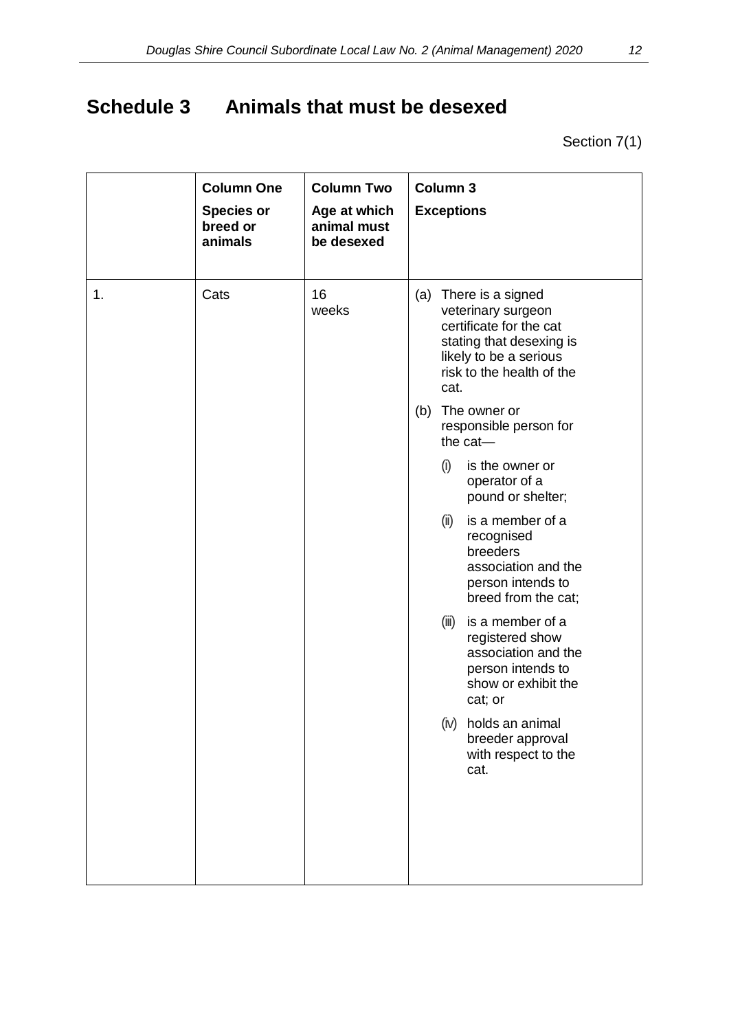# Schedule 3 Animals that must be desexed

Section 7(1)

| | Column One<br>Species or breed or animals | Column Two<br>Age at which animal must be desexed | Column 3<br>Exceptions |
|---|---|---|---|
| 1. | Cats | 16 weeks | (a) There is a signed veterinary surgeon certificate for the cat stating that desexing is likely to be a serious risk to the health of the cat.<br>(b) The owner or responsible person for the cat—<br>(i) is the owner or operator of a pound or shelter;<br>(ii) is a member of a recognised breeders association and the person intends to breed from the cat;<br>(iii) is a member of a registered show association and the person intends to show or exhibit the cat; or<br>(iv) holds an animal breeder approval with respect to the cat. |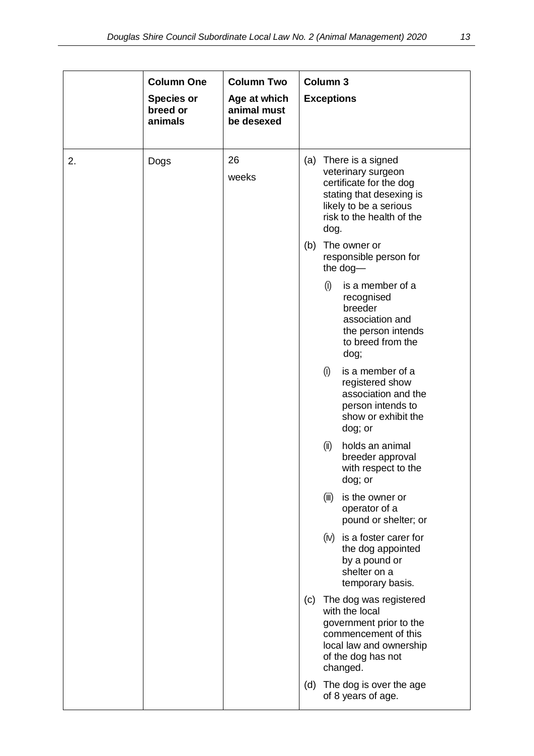| | **Column One**<br>**Species or breed or animals** | **Column Two**<br>**Age at which animal must be desexed** | **Column 3**<br>**Exceptions** |
|---|---|---|---|
| 2. | Dogs | 26 weeks | (a) There is a signed veterinary surgeon certificate for the dog stating that desexing is likely to be a serious risk to the health of the dog.<br>(b) The owner or responsible person for the dog—<br>(i) is a member of a recognised breeder association and the person intends to breed from the dog;<br>(i) is a member of a registered show association and the person intends to show or exhibit the dog; or<br>(ii) holds an animal breeder approval with respect to the dog; or<br>(iii) is the owner or operator of a pound or shelter; or<br>(iv) is a foster carer for the dog appointed by a pound or shelter on a temporary basis.<br>(c) The dog was registered with the local government prior to the commencement of this local law and ownership of the dog has not changed.<br>(d) The dog is over the age of 8 years of age. |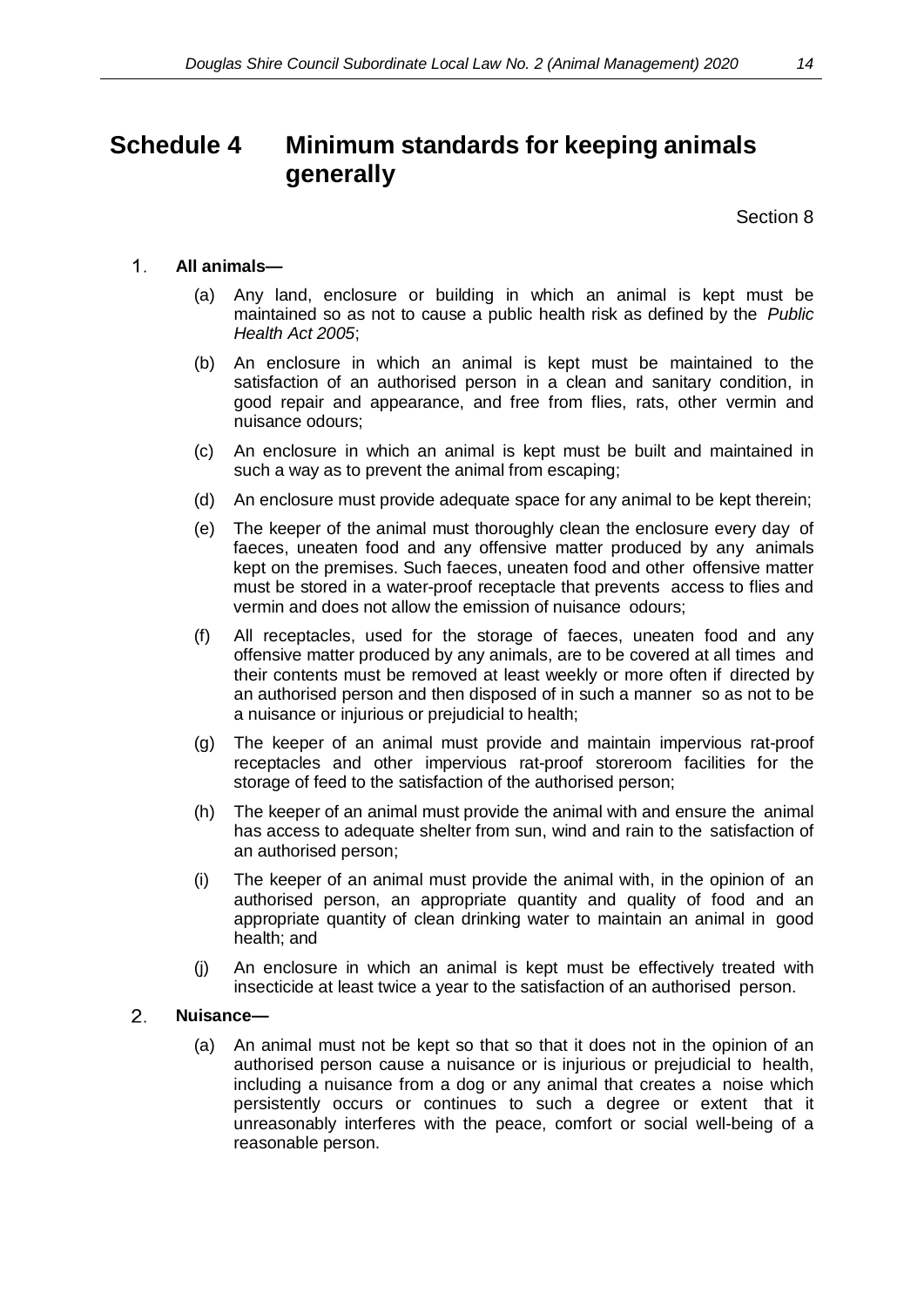# Schedule 4 Minimum standards for keeping animals generally

Section 8

1. **All animals—**

   (a) Any land, enclosure or building in which an animal is kept must be maintained so as not to cause a public health risk as defined by the *Public Health Act 2005*;

   (b) An enclosure in which an animal is kept must be maintained to the satisfaction of an authorised person in a clean and sanitary condition, in good repair and appearance, and free from flies, rats, other vermin and nuisance odours;

   (c) An enclosure in which an animal is kept must be built and maintained in such a way as to prevent the animal from escaping;

   (d) An enclosure must provide adequate space for any animal to be kept therein;

   (e) The keeper of the animal must thoroughly clean the enclosure every day of faeces, uneaten food and any offensive matter produced by any animals kept on the premises. Such faeces, uneaten food and other offensive matter must be stored in a water-proof receptacle that prevents access to flies and vermin and does not allow the emission of nuisance odours;

   (f) All receptacles, used for the storage of faeces, uneaten food and any offensive matter produced by any animals, are to be covered at all times and their contents must be removed at least weekly or more often if directed by an authorised person and then disposed of in such a manner so as not to be a nuisance or injurious or prejudicial to health;

   (g) The keeper of an animal must provide and maintain impervious rat-proof receptacles and other impervious rat-proof storeroom facilities for the storage of feed to the satisfaction of the authorised person;

   (h) The keeper of an animal must provide the animal with and ensure the animal has access to adequate shelter from sun, wind and rain to the satisfaction of an authorised person;

   (i) The keeper of an animal must provide the animal with, in the opinion of an authorised person, an appropriate quantity and quality of food and an appropriate quantity of clean drinking water to maintain an animal in good health; and

   (j) An enclosure in which an animal is kept must be effectively treated with insecticide at least twice a year to the satisfaction of an authorised person.

2. **Nuisance—**

   (a) An animal must not be kept so that so that it does not in the opinion of an authorised person cause a nuisance or is injurious or prejudicial to health, including a nuisance from a dog or any animal that creates a noise which persistently occurs or continues to such a degree or extent that it unreasonably interferes with the peace, comfort or social well-being of a reasonable person.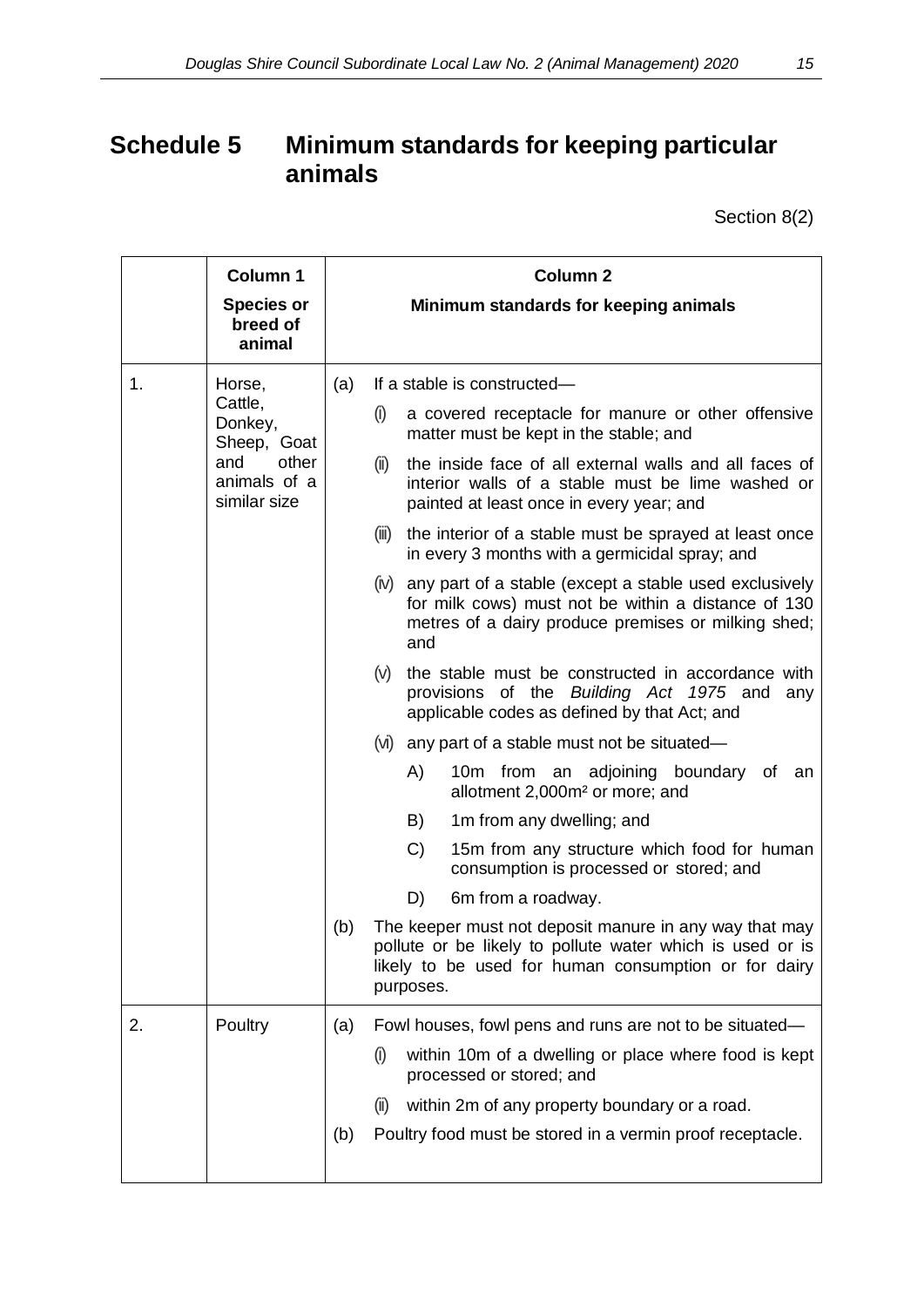# Schedule 5 Minimum standards for keeping particular animals

Section 8(2)

| | Column 1<br>Species or breed of animal | Column 2<br>Minimum standards for keeping animals |
|---|---|---|
| 1. | Horse, Cattle, Donkey, Sheep, Goat and other animals of a similar size | (a) If a stable is constructed—<br>(i) a covered receptacle for manure or other offensive matter must be kept in the stable; and<br>(ii) the inside face of all external walls and all faces of interior walls of a stable must be lime washed or painted at least once in every year; and<br>(iii) the interior of a stable must be sprayed at least once in every 3 months with a germicidal spray; and<br>(iv) any part of a stable (except a stable used exclusively for milk cows) must not be within a distance of 130 metres of a dairy produce premises or milking shed; and<br>(v) the stable must be constructed in accordance with provisions of the *Building Act 1975* and any applicable codes as defined by that Act; and<br>(vi) any part of a stable must not be situated—<br>A) 10m from an adjoining boundary of an allotment 2,000m² or more; and<br>B) 1m from any dwelling; and<br>C) 15m from any structure which food for human consumption is processed or stored; and<br>D) 6m from a roadway.<br>(b) The keeper must not deposit manure in any way that may pollute or be likely to pollute water which is used or is likely to be used for human consumption or for dairy purposes. |
| 2. | Poultry | (a) Fowl houses, fowl pens and runs are not to be situated—<br>(i) within 10m of a dwelling or place where food is kept processed or stored; and<br>(ii) within 2m of any property boundary or a road.<br>(b) Poultry food must be stored in a vermin proof receptacle. |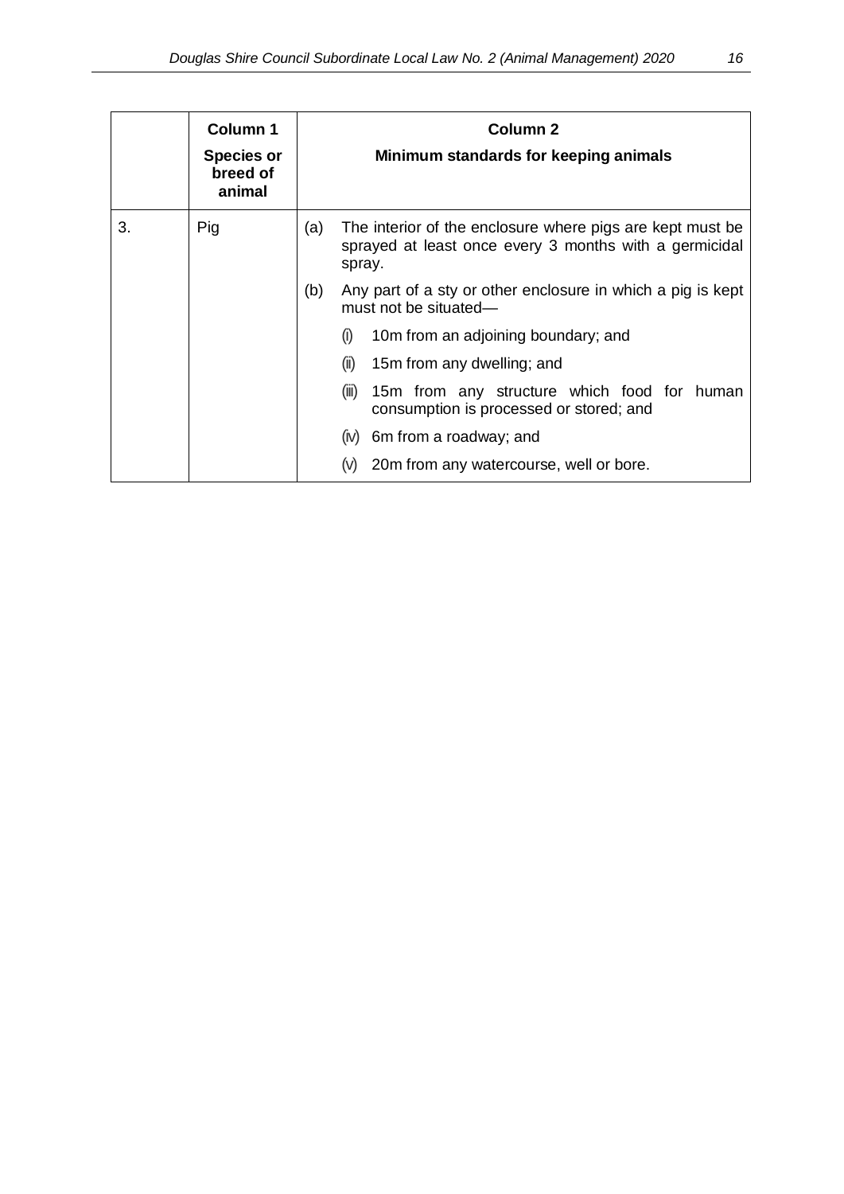| | Column 1<br>**Species or breed of animal** | Column 2<br>**Minimum standards for keeping animals** |
|---|---|---|
| 3. | Pig | (a) The interior of the enclosure where pigs are kept must be sprayed at least once every 3 months with a germicidal spray.<br>(b) Any part of a sty or other enclosure in which a pig is kept must not be situated—<br>(i) 10m from an adjoining boundary; and<br>(ii) 15m from any dwelling; and<br>(iii) 15m from any structure which food for human consumption is processed or stored; and<br>(iv) 6m from a roadway; and<br>(v) 20m from any watercourse, well or bore. |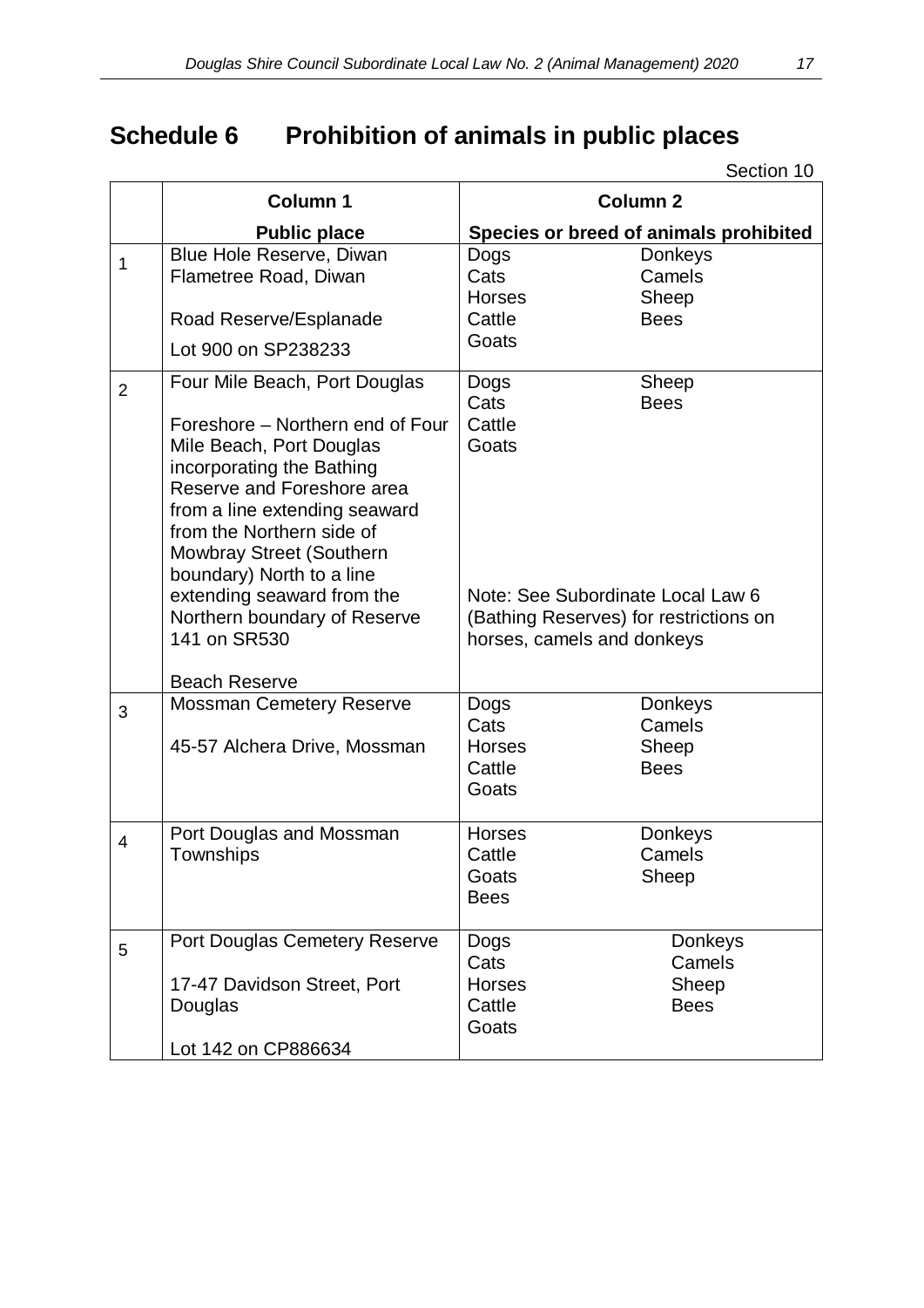# Schedule 6 Prohibition of animals in public places

Section 10

| | Column 1 | Column 2 |
|---|---|---|
| | **Public place** | **Species or breed of animals prohibited** |
| 1 | Blue Hole Reserve, Diwan<br>Flametree Road, Diwan<br><br>Road Reserve/Esplanade<br><br>Lot 900 on SP238233 | Dogs<br>Cats<br>Horses<br>Cattle<br>Goats<br>Donkeys<br>Camels<br>Sheep<br>Bees |
| 2 | Four Mile Beach, Port Douglas<br><br>Foreshore – Northern end of Four Mile Beach, Port Douglas incorporating the Bathing Reserve and Foreshore area from a line extending seaward from the Northern side of Mowbray Street (Southern boundary) North to a line extending seaward from the Northern boundary of Reserve 141 on SR530<br><br>Beach Reserve | Dogs<br>Cats<br>Cattle<br>Goats<br>Sheep<br>Bees<br><br>Note: See Subordinate Local Law 6 (Bathing Reserves) for restrictions on horses, camels and donkeys |
| 3 | Mossman Cemetery Reserve<br><br>45-57 Alchera Drive, Mossman | Dogs<br>Cats<br>Horses<br>Cattle<br>Goats<br>Donkeys<br>Camels<br>Sheep<br>Bees |
| 4 | Port Douglas and Mossman Townships | Horses<br>Cattle<br>Goats<br>Bees<br>Donkeys<br>Camels<br>Sheep |
| 5 | Port Douglas Cemetery Reserve<br><br>17-47 Davidson Street, Port Douglas<br><br>Lot 142 on CP886634 | Dogs<br>Cats<br>Horses<br>Cattle<br>Goats<br>Donkeys<br>Camels<br>Sheep<br>Bees |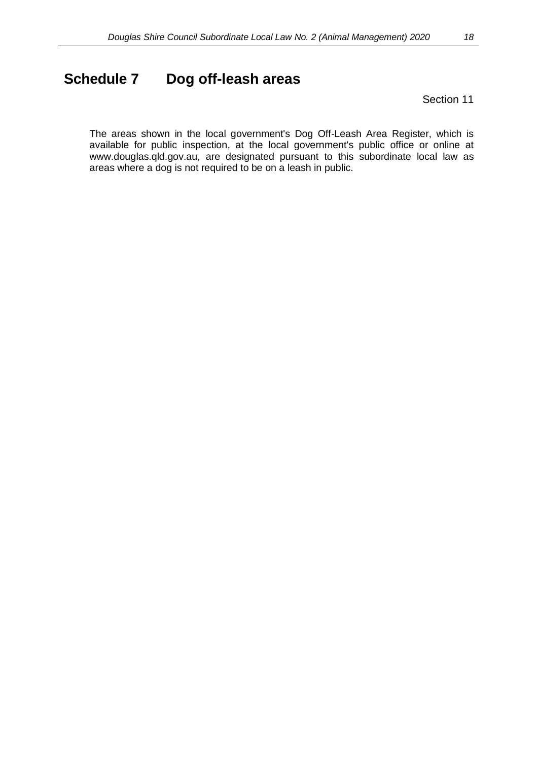# Schedule 7 Dog off-leash areas

Section 11

The areas shown in the local government's Dog Off-Leash Area Register, which is available for public inspection, at the local government's public office or online at www.douglas.qld.gov.au, are designated pursuant to this subordinate local law as areas where a dog is not required to be on a leash in public.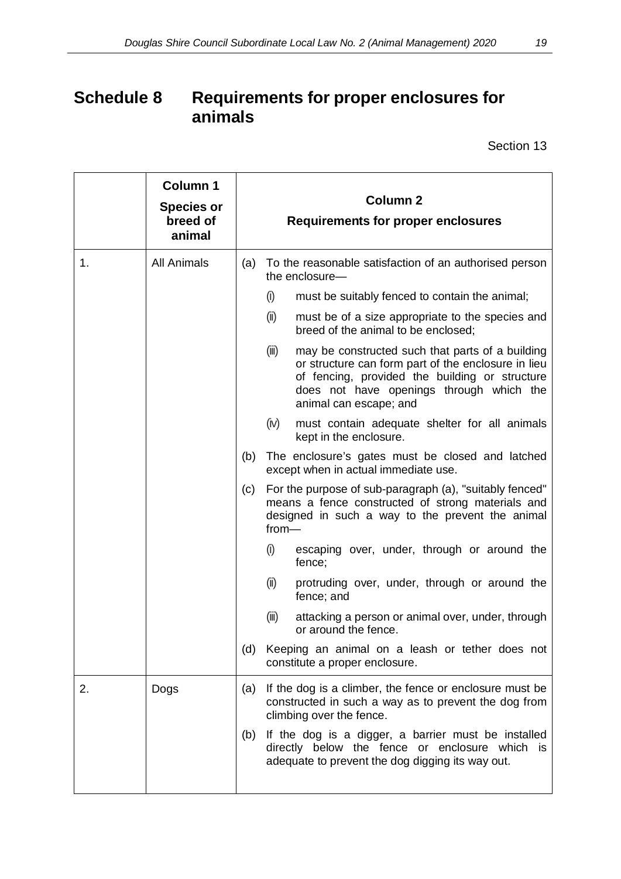# Schedule 8 Requirements for proper enclosures for animals

Section 13

| | Column 1<br>Species or breed of animal | Column 2<br>Requirements for proper enclosures |
|---|---|---|
| 1. | All Animals | (a) To the reasonable satisfaction of an authorised person the enclosure—<br>(i) must be suitably fenced to contain the animal;<br>(ii) must be of a size appropriate to the species and breed of the animal to be enclosed;<br>(iii) may be constructed such that parts of a building or structure can form part of the enclosure in lieu of fencing, provided the building or structure does not have openings through which the animal can escape; and<br>(iv) must contain adequate shelter for all animals kept in the enclosure.<br>(b) The enclosure's gates must be closed and latched except when in actual immediate use.<br>(c) For the purpose of sub-paragraph (a), "suitably fenced" means a fence constructed of strong materials and designed in such a way to the prevent the animal from—<br>(i) escaping over, under, through or around the fence;<br>(ii) protruding over, under, through or around the fence; and<br>(iii) attacking a person or animal over, under, through or around the fence.<br>(d) Keeping an animal on a leash or tether does not constitute a proper enclosure. |
| 2. | Dogs | (a) If the dog is a climber, the fence or enclosure must be constructed in such a way as to prevent the dog from climbing over the fence.<br>(b) If the dog is a digger, a barrier must be installed directly below the fence or enclosure which is adequate to prevent the dog digging its way out. |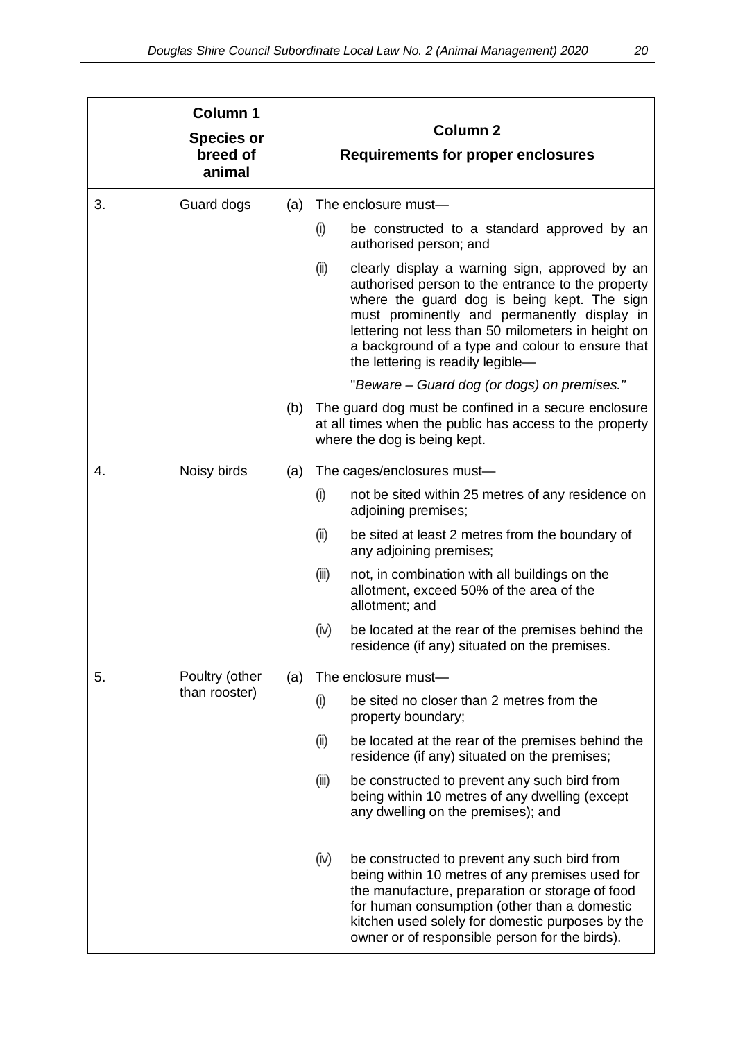| | Column 1<br>Species or breed of animal | Column 2<br>Requirements for proper enclosures |
|---|---|---|
| 3. | Guard dogs | (a) The enclosure must—<br>(i) be constructed to a standard approved by an authorised person; and<br>(ii) clearly display a warning sign, approved by an authorised person to the entrance to the property where the guard dog is being kept. The sign must prominently and permanently display in lettering not less than 50 milometers in height on a background of a type and colour to ensure that the lettering is readily legible—<br>"*Beware – Guard dog (or dogs) on premises.*"<br>(b) The guard dog must be confined in a secure enclosure at all times when the public has access to the property where the dog is being kept. |
| 4. | Noisy birds | (a) The cages/enclosures must—<br>(i) not be sited within 25 metres of any residence on adjoining premises;<br>(ii) be sited at least 2 metres from the boundary of any adjoining premises;<br>(iii) not, in combination with all buildings on the allotment, exceed 50% of the area of the allotment; and<br>(iv) be located at the rear of the premises behind the residence (if any) situated on the premises. |
| 5. | Poultry (other than rooster) | (a) The enclosure must—<br>(i) be sited no closer than 2 metres from the property boundary;<br>(ii) be located at the rear of the premises behind the residence (if any) situated on the premises;<br>(iii) be constructed to prevent any such bird from being within 10 metres of any dwelling (except any dwelling on the premises); and<br>(iv) be constructed to prevent any such bird from being within 10 metres of any premises used for the manufacture, preparation or storage of food for human consumption (other than a domestic kitchen used solely for domestic purposes by the owner or of responsible person for the birds). |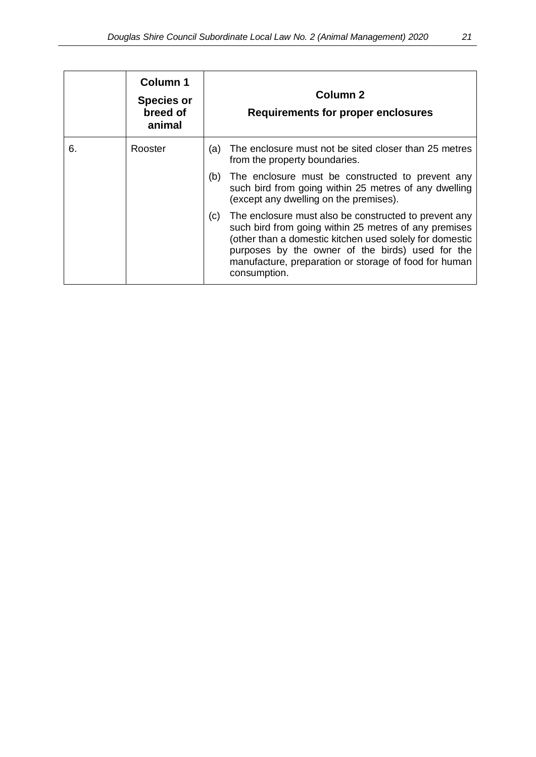| | **Column 1**<br>**Species or breed of animal** | **Column 2**<br>**Requirements for proper enclosures** |
|---|---|---|
| 6. | Rooster | (a) The enclosure must not be sited closer than 25 metres from the property boundaries.<br>(b) The enclosure must be constructed to prevent any such bird from going within 25 metres of any dwelling (except any dwelling on the premises).<br>(c) The enclosure must also be constructed to prevent any such bird from going within 25 metres of any premises (other than a domestic kitchen used solely for domestic purposes by the owner of the birds) used for the manufacture, preparation or storage of food for human consumption. |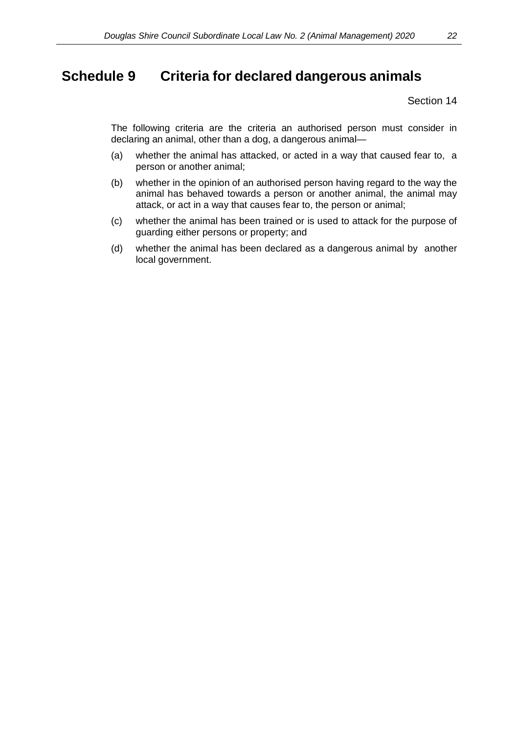# Schedule 9 Criteria for declared dangerous animals

Section 14

The following criteria are the criteria an authorised person must consider in declaring an animal, other than a dog, a dangerous animal—

(a) whether the animal has attacked, or acted in a way that caused fear to, a person or another animal;

(b) whether in the opinion of an authorised person having regard to the way the animal has behaved towards a person or another animal, the animal may attack, or act in a way that causes fear to, the person or animal;

(c) whether the animal has been trained or is used to attack for the purpose of guarding either persons or property; and

(d) whether the animal has been declared as a dangerous animal by another local government.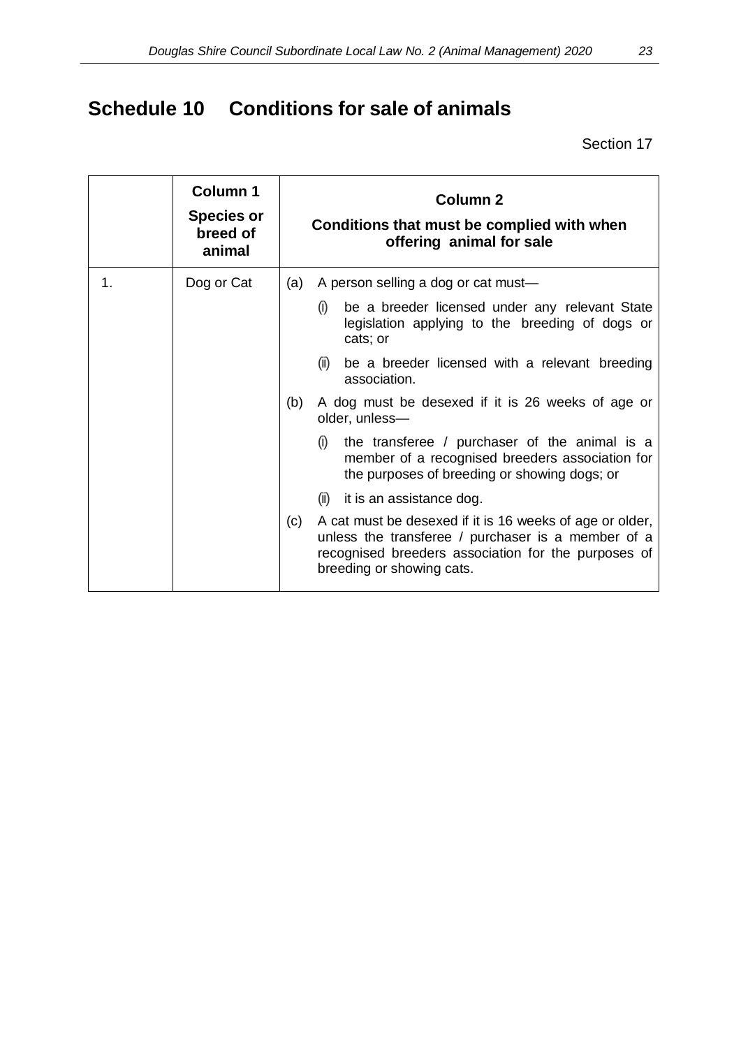# Schedule 10 Conditions for sale of animals

Section 17

| | Column 1<br>Species or breed of animal | Column 2<br>Conditions that must be complied with when offering animal for sale |
|---|---|---|
| 1. | Dog or Cat | (a) A person selling a dog or cat must—<br>(i) be a breeder licensed under any relevant State legislation applying to the breeding of dogs or cats; or<br>(ii) be a breeder licensed with a relevant breeding association.<br>(b) A dog must be desexed if it is 26 weeks of age or older, unless—<br>(i) the transferee / purchaser of the animal is a member of a recognised breeders association for the purposes of breeding or showing dogs; or<br>(ii) it is an assistance dog.<br>(c) A cat must be desexed if it is 16 weeks of age or older, unless the transferee / purchaser is a member of a recognised breeders association for the purposes of breeding or showing cats. |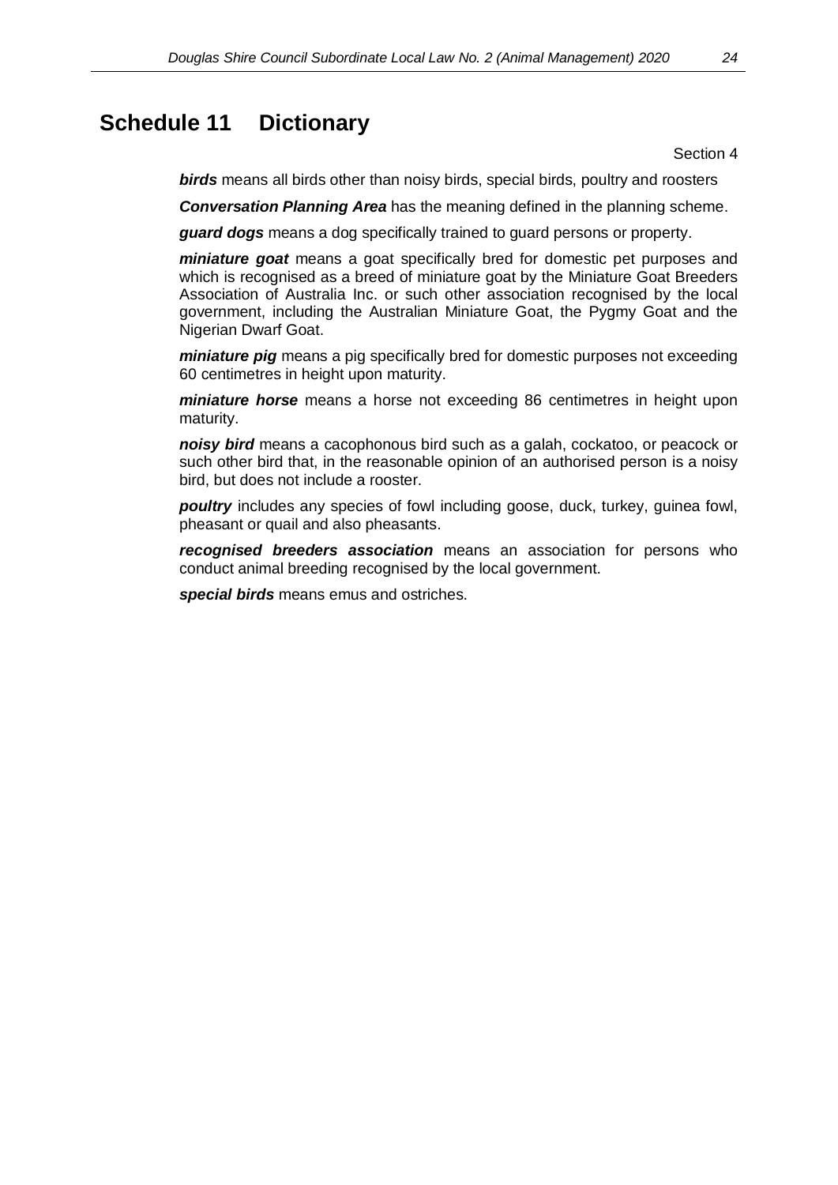# Schedule 11 Dictionary

Section 4

***birds*** means all birds other than noisy birds, special birds, poultry and roosters

***Conversation Planning Area*** has the meaning defined in the planning scheme.

***guard dogs*** means a dog specifically trained to guard persons or property.

***miniature goat*** means a goat specifically bred for domestic pet purposes and which is recognised as a breed of miniature goat by the Miniature Goat Breeders Association of Australia Inc. or such other association recognised by the local government, including the Australian Miniature Goat, the Pygmy Goat and the Nigerian Dwarf Goat.

***miniature pig*** means a pig specifically bred for domestic purposes not exceeding 60 centimetres in height upon maturity.

***miniature horse*** means a horse not exceeding 86 centimetres in height upon maturity.

***noisy bird*** means a cacophonous bird such as a galah, cockatoo, or peacock or such other bird that, in the reasonable opinion of an authorised person is a noisy bird, but does not include a rooster.

***poultry*** includes any species of fowl including goose, duck, turkey, guinea fowl, pheasant or quail and also pheasants.

***recognised breeders association*** means an association for persons who conduct animal breeding recognised by the local government.

***special birds*** means emus and ostriches.